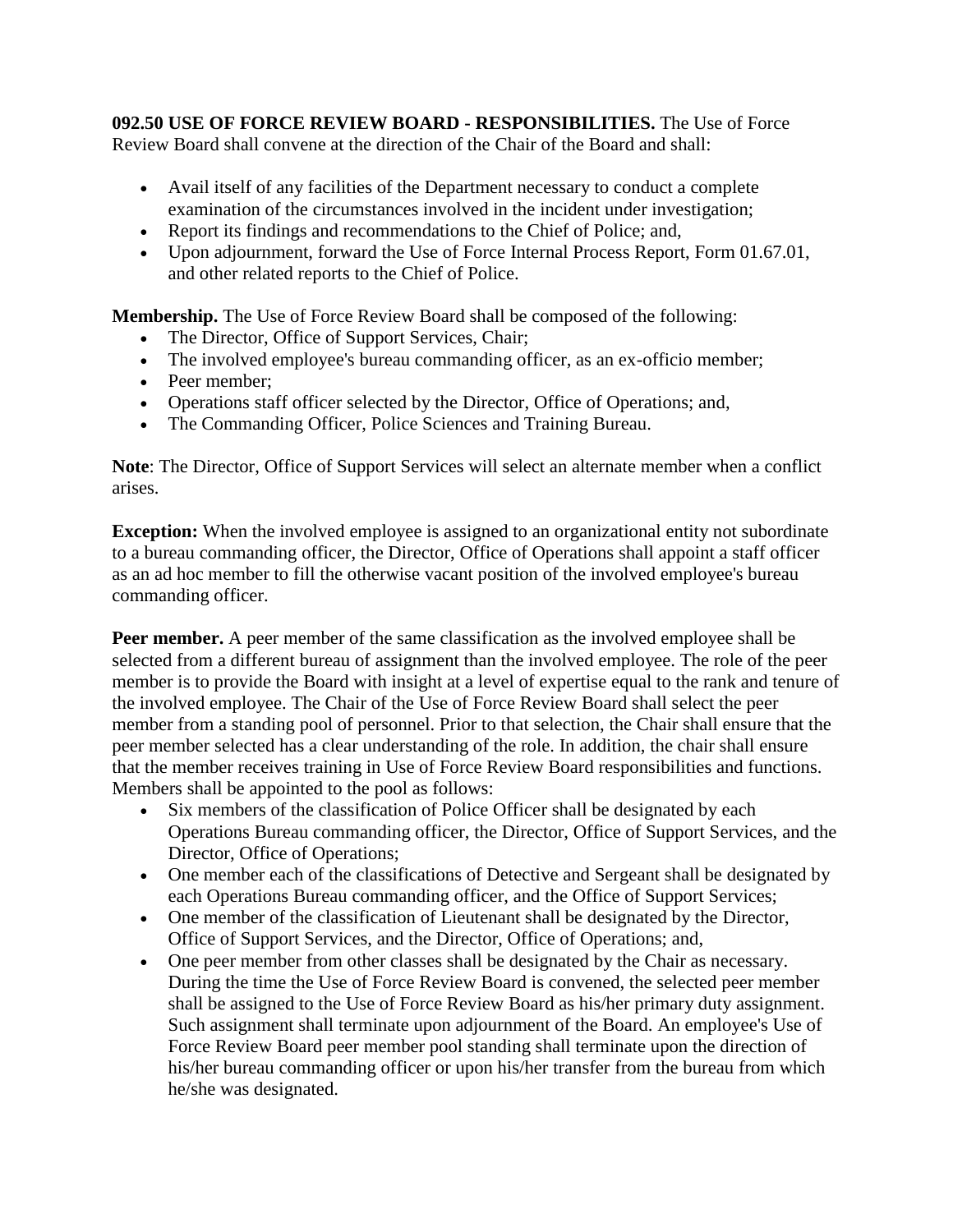**092.50 USE OF FORCE REVIEW BOARD - RESPONSIBILITIES.** The Use of Force Review Board shall convene at the direction of the Chair of the Board and shall:

- Avail itself of any facilities of the Department necessary to conduct a complete examination of the circumstances involved in the incident under investigation;
- Report its findings and recommendations to the Chief of Police; and,
- Upon adjournment, forward the Use of Force Internal Process Report, Form 01.67.01, and other related reports to the Chief of Police.

**Membership.** The Use of Force Review Board shall be composed of the following:

- The Director, Office of Support Services, Chair;
- The involved employee's bureau commanding officer, as an ex-officio member;
- Peer member;
- Operations staff officer selected by the Director, Office of Operations; and,
- The Commanding Officer, Police Sciences and Training Bureau.

**Note**: The Director, Office of Support Services will select an alternate member when a conflict arises.

**Exception:** When the involved employee is assigned to an organizational entity not subordinate to a bureau commanding officer, the Director, Office of Operations shall appoint a staff officer as an ad hoc member to fill the otherwise vacant position of the involved employee's bureau commanding officer.

**Peer member.** A peer member of the same classification as the involved employee shall be selected from a different bureau of assignment than the involved employee. The role of the peer member is to provide the Board with insight at a level of expertise equal to the rank and tenure of the involved employee. The Chair of the Use of Force Review Board shall select the peer member from a standing pool of personnel. Prior to that selection, the Chair shall ensure that the peer member selected has a clear understanding of the role. In addition, the chair shall ensure that the member receives training in Use of Force Review Board responsibilities and functions. Members shall be appointed to the pool as follows:

- Six members of the classification of Police Officer shall be designated by each Operations Bureau commanding officer, the Director, Office of Support Services, and the Director, Office of Operations;
- One member each of the classifications of Detective and Sergeant shall be designated by each Operations Bureau commanding officer, and the Office of Support Services;
- One member of the classification of Lieutenant shall be designated by the Director, Office of Support Services, and the Director, Office of Operations; and,
- One peer member from other classes shall be designated by the Chair as necessary. During the time the Use of Force Review Board is convened, the selected peer member shall be assigned to the Use of Force Review Board as his/her primary duty assignment. Such assignment shall terminate upon adjournment of the Board. An employee's Use of Force Review Board peer member pool standing shall terminate upon the direction of his/her bureau commanding officer or upon his/her transfer from the bureau from which he/she was designated.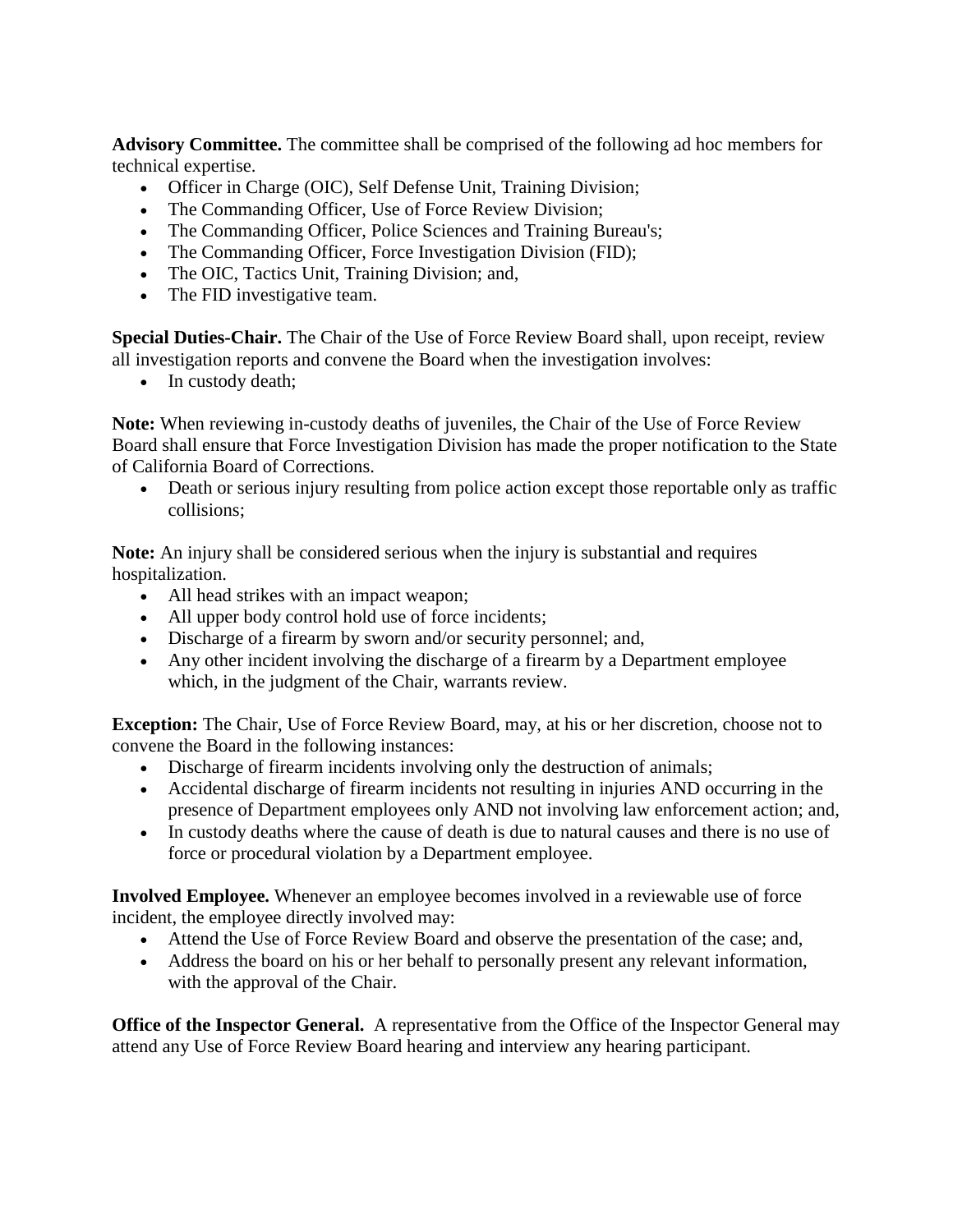**Advisory Committee.** The committee shall be comprised of the following ad hoc members for technical expertise.

- Officer in Charge (OIC), Self Defense Unit, Training Division;
- The Commanding Officer, Use of Force Review Division;
- The Commanding Officer, Police Sciences and Training Bureau's;
- The Commanding Officer, Force Investigation Division (FID);
- The OIC, Tactics Unit, Training Division; and,
- The FID investigative team.

**Special Duties-Chair.** The Chair of the Use of Force Review Board shall, upon receipt, review all investigation reports and convene the Board when the investigation involves:

- In custody death;

**Note:** When reviewing in-custody deaths of juveniles, the Chair of the Use of Force Review Board shall ensure that Force Investigation Division has made the proper notification to the State of California Board of Corrections.

- Death or serious injury resulting from police action except those reportable only as traffic collisions;

**Note:** An injury shall be considered serious when the injury is substantial and requires hospitalization.

- All head strikes with an impact weapon;
- All upper body control hold use of force incidents;
- Discharge of a firearm by sworn and/or security personnel; and,
- Any other incident involving the discharge of a firearm by a Department employee which, in the judgment of the Chair, warrants review.

**Exception:** The Chair, Use of Force Review Board, may, at his or her discretion, choose not to convene the Board in the following instances:

- Discharge of firearm incidents involving only the destruction of animals;
- Accidental discharge of firearm incidents not resulting in injuries AND occurring in the presence of Department employees only AND not involving law enforcement action; and,
- In custody deaths where the cause of death is due to natural causes and there is no use of force or procedural violation by a Department employee.

**Involved Employee.** Whenever an employee becomes involved in a reviewable use of force incident, the employee directly involved may:

- Attend the Use of Force Review Board and observe the presentation of the case; and,
- Address the board on his or her behalf to personally present any relevant information, with the approval of the Chair.

**Office of the Inspector General.** A representative from the Office of the Inspector General may attend any Use of Force Review Board hearing and interview any hearing participant.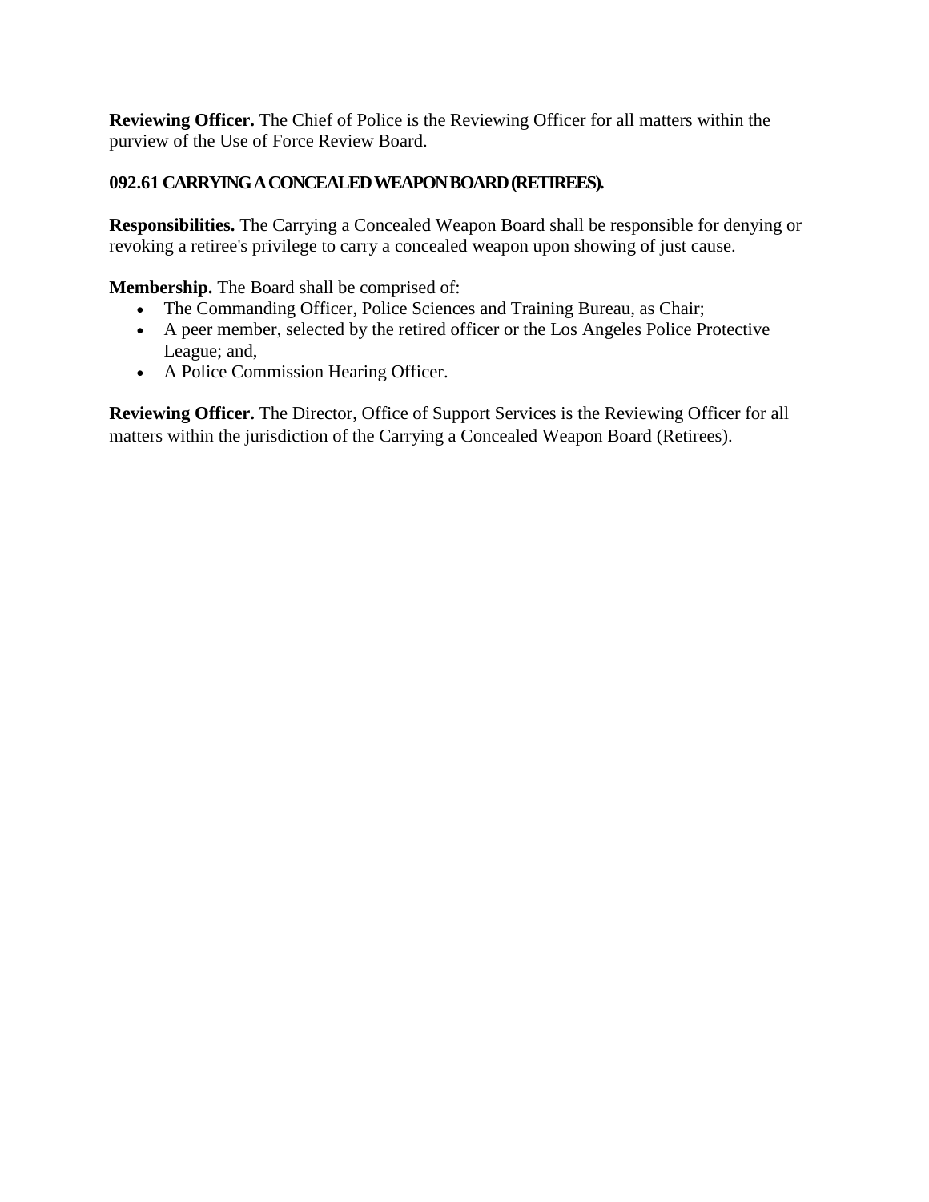**Reviewing Officer.** The Chief of Police is the Reviewing Officer for all matters within the purview of the Use of Force Review Board.

### 092.61 CARRYING A CONCEALED WEAPON BOARD (RETIREES).

**Responsibilities.** The Carrying a Concealed Weapon Board shall be responsible for denying or revoking a retiree's privilege to carry a concealed weapon upon showing of just cause.

**Membership.** The Board shall be comprised of:

- The Commanding Officer, Police Sciences and Training Bureau, as Chair;
- A peer member, selected by the retired officer or the Los Angeles Police Protective League; and,
- A Police Commission Hearing Officer.

**Reviewing Officer.** The Director, Office of Support Services is the Reviewing Officer for all matters within the jurisdiction of the Carrying a Concealed Weapon Board (Retirees).